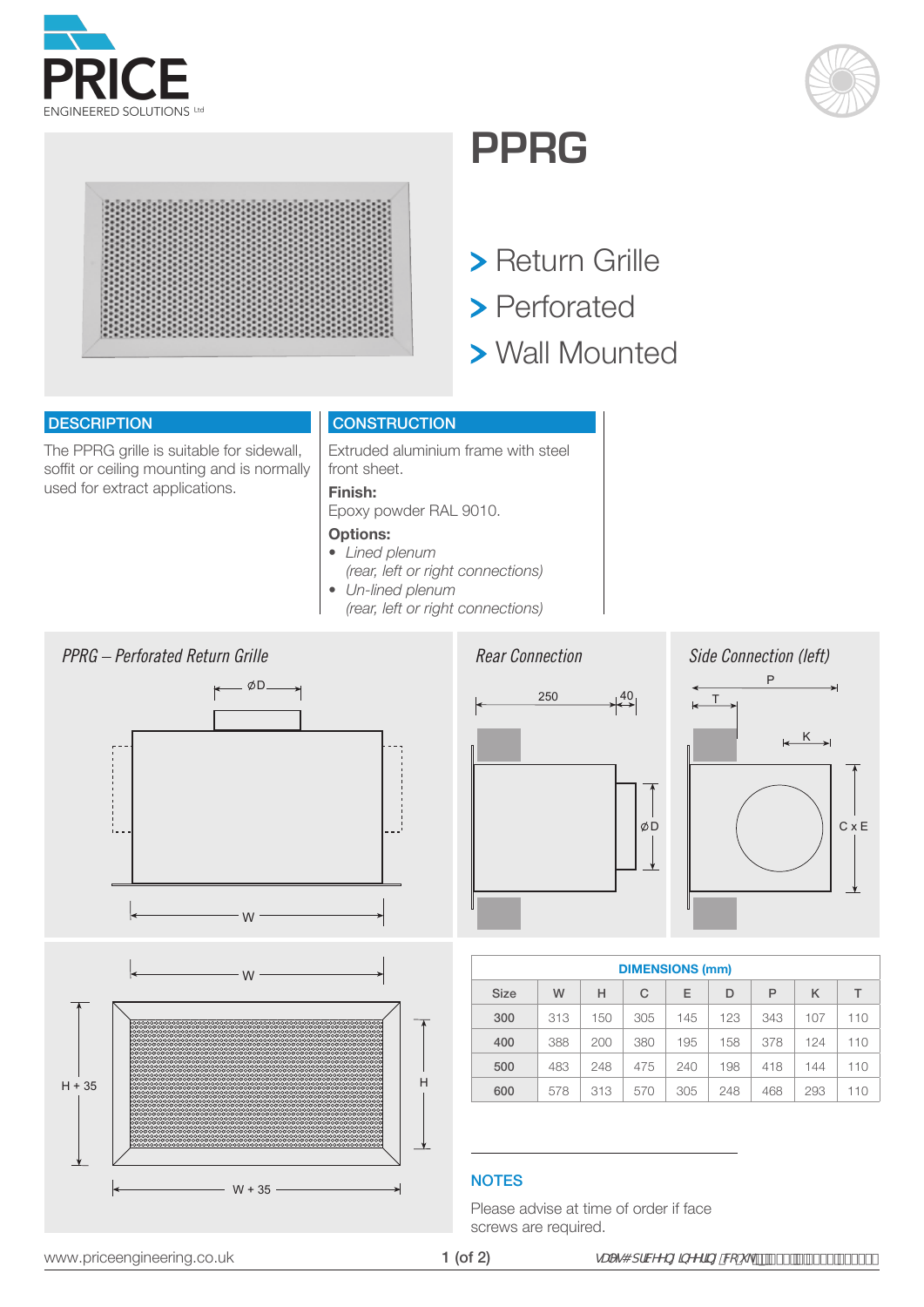# PPRG

- Return Grille
- Perforated
- Wall Mounted

## DESCRIPTION

The PPRG grille is suitable for sidewall, soffit or ceiling mounting and is normally used for extract applications.

## CONSTRUCTION

Extruded aluminium frame with steel front sheet.

**Finish:**
Epoxy powder RAL 9010.

**Options:**

- *Lined plenum (rear, left or right connections)*
- *Un-lined plenum (rear, left or right connections)*

*PPRG – Perforated Return Grille*

*Rear Connection*

*Side Connection (left)*

| DIMENSIONS (mm) | | | | | | | | |
|---|---|---|---|---|---|---|---|---|
| Size | W | H | C | E | D | P | K | T |
| 300 | 313 | 150 | 305 | 145 | 123 | 343 | 107 | 110 |
| 400 | 388 | 200 | 380 | 195 | 158 | 378 | 124 | 110 |
| 500 | 483 | 248 | 475 | 240 | 198 | 418 | 144 | 110 |
| 600 | 578 | 313 | 570 | 305 | 248 | 468 | 293 | 110 |

## NOTES

Please advise at time of order if face screws are required.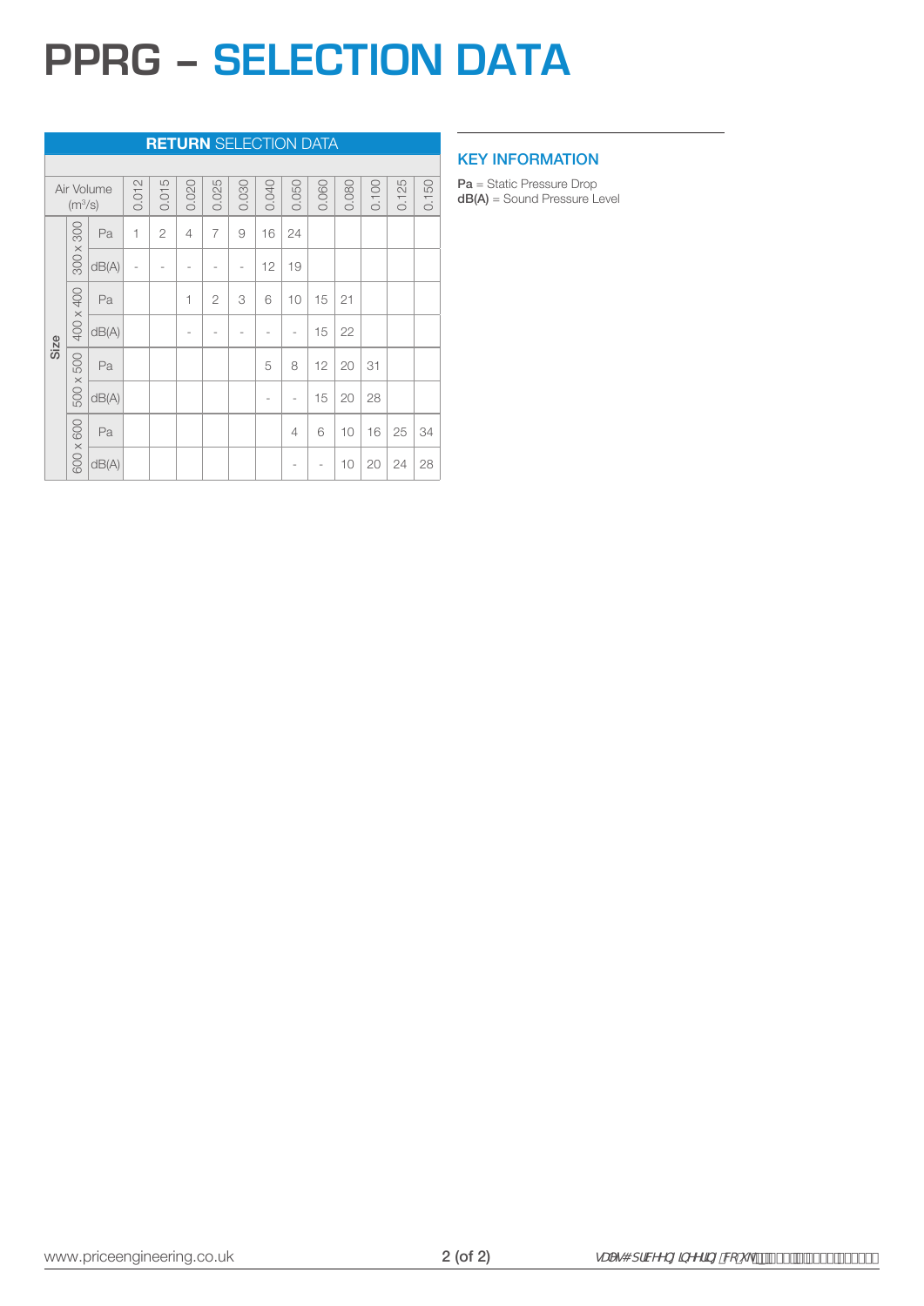# PPRG – SELECTION DATA

| RETURN SELECTION DATA | | | | | | | | | | | | | | |
|---|---|---|---|---|---|---|---|---|---|---|---|---|---|---|
| Air Volume ($m^3$/s) | | | 0.012 | 0.015 | 0.020 | 0.025 | 0.030 | 0.040 | 0.050 | 0.060 | 0.080 | 0.100 | 0.125 | 0.150 |
| Size | 300 x 300 | Pa | 1 | 2 | 4 | 7 | 9 | 16 | 24 | | | | | |
| | | dB(A) | - | - | - | - | - | 12 | 19 | | | | | |
| | 400 x 400 | Pa | | | 1 | 2 | 3 | 6 | 10 | 15 | 21 | | | |
| | | dB(A) | | | - | - | - | - | - | 15 | 22 | | | |
| | 500 x 500 | Pa | | | | | | 5 | 8 | 12 | 20 | 31 | | |
| | | dB(A) | | | | | | - | - | 15 | 20 | 28 | | |
| | 600 x 600 | Pa | | | | | | | 4 | 6 | 10 | 16 | 25 | 34 |
| | | dB(A) | | | | | | | - | - | 10 | 20 | 24 | 28 |

## KEY INFORMATION

**Pa** = Static Pressure Drop
**dB(A)** = Sound Pressure Level